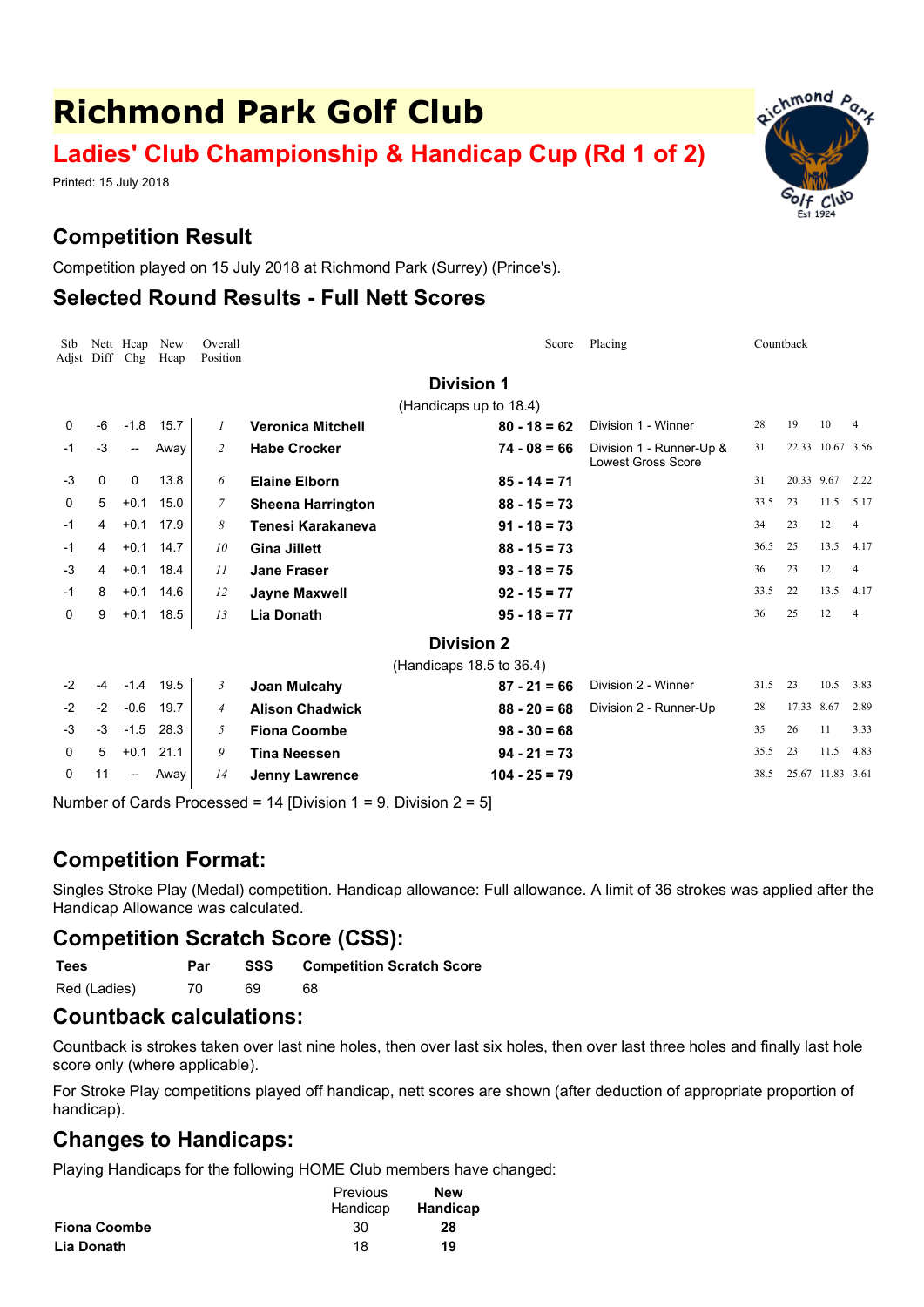# Richmond Park Golf Club

## Ladies' Club Championship & Handicap Cup (Rd 1 of 2)

Printed: 15 July 2018

## Competition Result

Competition played on 15 July 2018 at Richmond Park (Surrey) (Prince's).

## Selected Round Results - Full Nett Scores

| Stb Adjst | Nett Diff | Hcap Chg | New Hcap | Overall Position | Name | Score | Placing | Countback | | | |
|---|---|---|---|---|---|---|---|---|---|---|---|
| | | | | | **Division 1** (Handicaps up to 18.4) | | | | | | |
| 0 | -6 | -1.8 | 15.7 | *1* | **Veronica Mitchell** | **80 - 18 = 62** | Division 1 - Winner | 28 | 19 | 10 | 4 |
| -1 | -3 | -- | Away | *2* | **Habe Crocker** | **74 - 08 = 66** | Division 1 - Runner-Up & Lowest Gross Score | 31 | 22.33 | 10.67 | 3.56 |
| -3 | 0 | 0 | 13.8 | *6* | **Elaine Elborn** | **85 - 14 = 71** | | 31 | 20.33 | 9.67 | 2.22 |
| 0 | 5 | +0.1 | 15.0 | *7* | **Sheena Harrington** | **88 - 15 = 73** | | 33.5 | 23 | 11.5 | 5.17 |
| -1 | 4 | +0.1 | 17.9 | *8* | **Tenesi Karakaneva** | **91 - 18 = 73** | | 34 | 23 | 12 | 4 |
| -1 | 4 | +0.1 | 14.7 | *10* | **Gina Jillett** | **88 - 15 = 73** | | 36.5 | 25 | 13.5 | 4.17 |
| -3 | 4 | +0.1 | 18.4 | *11* | **Jane Fraser** | **93 - 18 = 75** | | 36 | 23 | 12 | 4 |
| -1 | 8 | +0.1 | 14.6 | *12* | **Jayne Maxwell** | **92 - 15 = 77** | | 33.5 | 22 | 13.5 | 4.17 |
| 0 | 9 | +0.1 | 18.5 | *13* | **Lia Donath** | **95 - 18 = 77** | | 36 | 25 | 12 | 4 |
| | | | | | **Division 2** (Handicaps 18.5 to 36.4) | | | | | | |
| -2 | -4 | -1.4 | 19.5 | *3* | **Joan Mulcahy** | **87 - 21 = 66** | Division 2 - Winner | 31.5 | 23 | 10.5 | 3.83 |
| -2 | -2 | -0.6 | 19.7 | *4* | **Alison Chadwick** | **88 - 20 = 68** | Division 2 - Runner-Up | 28 | 17.33 | 8.67 | 2.89 |
| -3 | -3 | -1.5 | 28.3 | *5* | **Fiona Coombe** | **98 - 30 = 68** | | 35 | 26 | 11 | 3.33 |
| 0 | 5 | +0.1 | 21.1 | *9* | **Tina Neessen** | **94 - 21 = 73** | | 35.5 | 23 | 11.5 | 4.83 |
| 0 | 11 | -- | Away | *14* | **Jenny Lawrence** | **104 - 25 = 79** | | 38.5 | 25.67 | 11.83 | 3.61 |

Number of Cards Processed = 14 [Division 1 = 9, Division 2 = 5]

## Competition Format:

Singles Stroke Play (Medal) competition. Handicap allowance: Full allowance. A limit of 36 strokes was applied after the Handicap Allowance was calculated.

## Competition Scratch Score (CSS):

| Tees | Par | SSS | Competition Scratch Score |
|---|---|---|---|
| Red (Ladies) | 70 | 69 | 68 |

## Countback calculations:

Countback is strokes taken over last nine holes, then over last six holes, then over last three holes and finally last hole score only (where applicable).

For Stroke Play competitions played off handicap, nett scores are shown (after deduction of appropriate proportion of handicap).

## Changes to Handicaps:

Playing Handicaps for the following HOME Club members have changed:

| | Previous Handicap | New Handicap |
|---|---|---|
| **Fiona Coombe** | 30 | **28** |
| **Lia Donath** | 18 | **19** |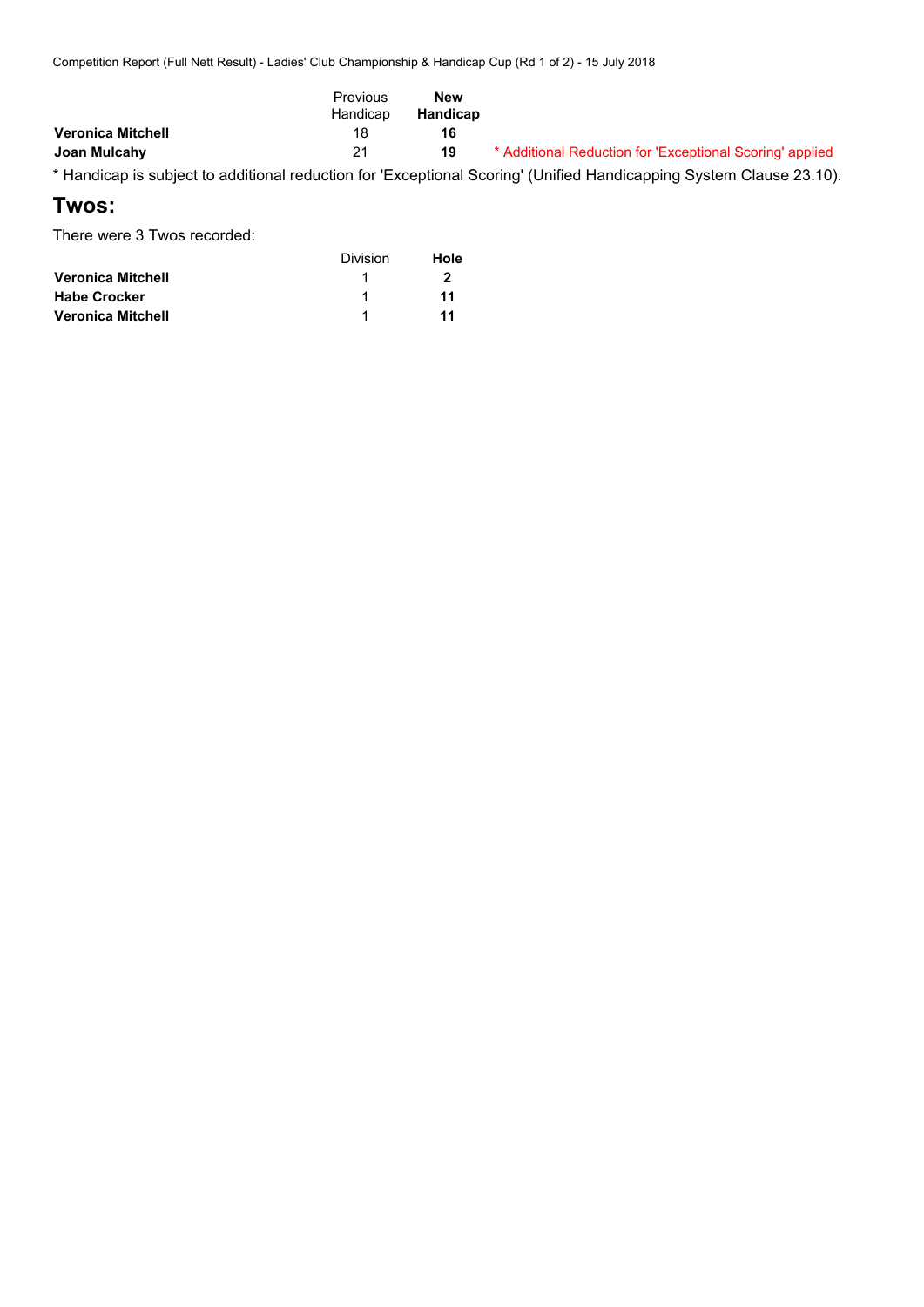| | Previous Handicap | New Handicap | |
|---|---|---|---|
| **Veronica Mitchell** | 18 | **16** | |
| **Joan Mulcahy** | 21 | **19** | * Additional Reduction for 'Exceptional Scoring' applied |

* Handicap is subject to additional reduction for 'Exceptional Scoring' (Unified Handicapping System Clause 23.10).

## Twos:

There were 3 Twos recorded:

| | Division | Hole |
|---|---|---|
| **Veronica Mitchell** | 1 | **2** |
| **Habe Crocker** | 1 | **11** |
| **Veronica Mitchell** | 1 | **11** |